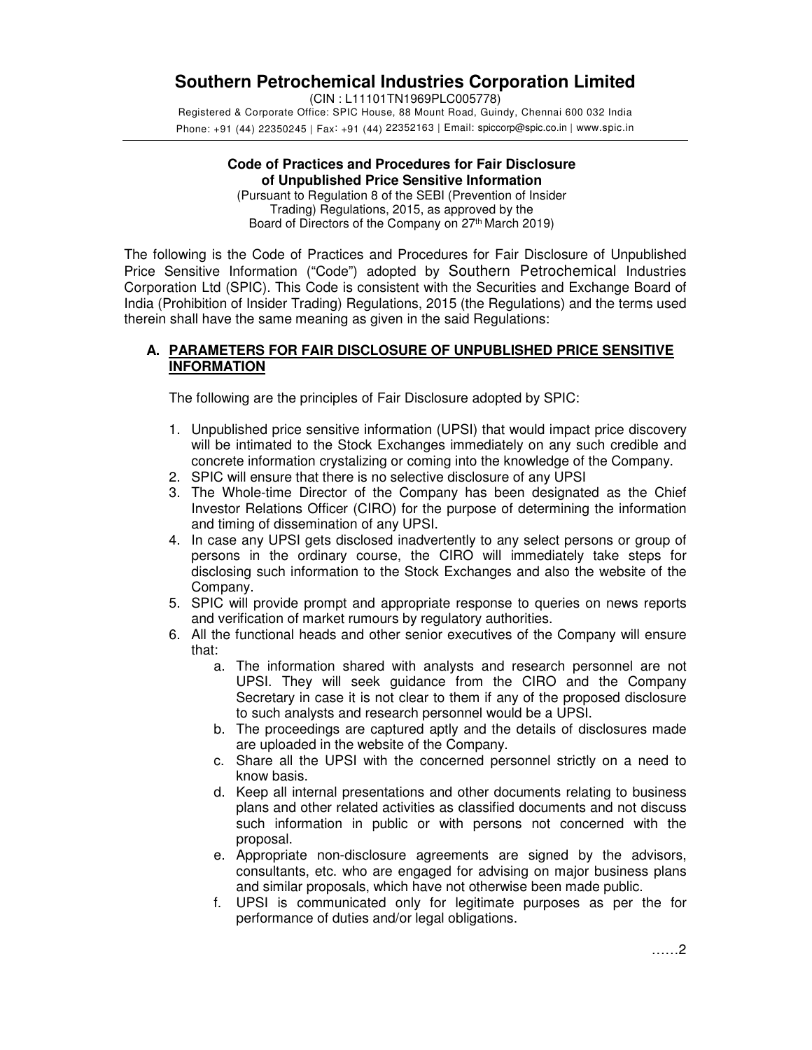# Southern Petrochemical Industries Corporation Limited

(CIN : L11101TN1969PLC005778)

Registered & Corporate Office: SPIC House, 88 Mount Road, Guindy, Chennai 600 032 India

Phone: +91 (44) 22350245 | Fax: +91 (44) 22352163 | Email: spiccorp@spic.co.in | www.spic.in

---

**Code of Practices and Procedures for Fair Disclosure of Unpublished Price Sensitive Information**

(Pursuant to Regulation 8 of the SEBI (Prevention of Insider Trading) Regulations, 2015, as approved by the Board of Directors of the Company on 27th March 2019)

The following is the Code of Practices and Procedures for Fair Disclosure of Unpublished Price Sensitive Information ("Code") adopted by Southern Petrochemical Industries Corporation Ltd (SPIC). This Code is consistent with the Securities and Exchange Board of India (Prohibition of Insider Trading) Regulations, 2015 (the Regulations) and the terms used therein shall have the same meaning as given in the said Regulations:

## A. PARAMETERS FOR FAIR DISCLOSURE OF UNPUBLISHED PRICE SENSITIVE INFORMATION

The following are the principles of Fair Disclosure adopted by SPIC:

1. Unpublished price sensitive information (UPSI) that would impact price discovery will be intimated to the Stock Exchanges immediately on any such credible and concrete information crystalizing or coming into the knowledge of the Company.
2. SPIC will ensure that there is no selective disclosure of any UPSI
3. The Whole-time Director of the Company has been designated as the Chief Investor Relations Officer (CIRO) for the purpose of determining the information and timing of dissemination of any UPSI.
4. In case any UPSI gets disclosed inadvertently to any select persons or group of persons in the ordinary course, the CIRO will immediately take steps for disclosing such information to the Stock Exchanges and also the website of the Company.
5. SPIC will provide prompt and appropriate response to queries on news reports and verification of market rumours by regulatory authorities.
6. All the functional heads and other senior executives of the Company will ensure that:
   a. The information shared with analysts and research personnel are not UPSI. They will seek guidance from the CIRO and the Company Secretary in case it is not clear to them if any of the proposed disclosure to such analysts and research personnel would be a UPSI.
   b. The proceedings are captured aptly and the details of disclosures made are uploaded in the website of the Company.
   c. Share all the UPSI with the concerned personnel strictly on a need to know basis.
   d. Keep all internal presentations and other documents relating to business plans and other related activities as classified documents and not discuss such information in public or with persons not concerned with the proposal.
   e. Appropriate non-disclosure agreements are signed by the advisors, consultants, etc. who are engaged for advising on major business plans and similar proposals, which have not otherwise been made public.
   f. UPSI is communicated only for legitimate purposes as per the for performance of duties and/or legal obligations.

……2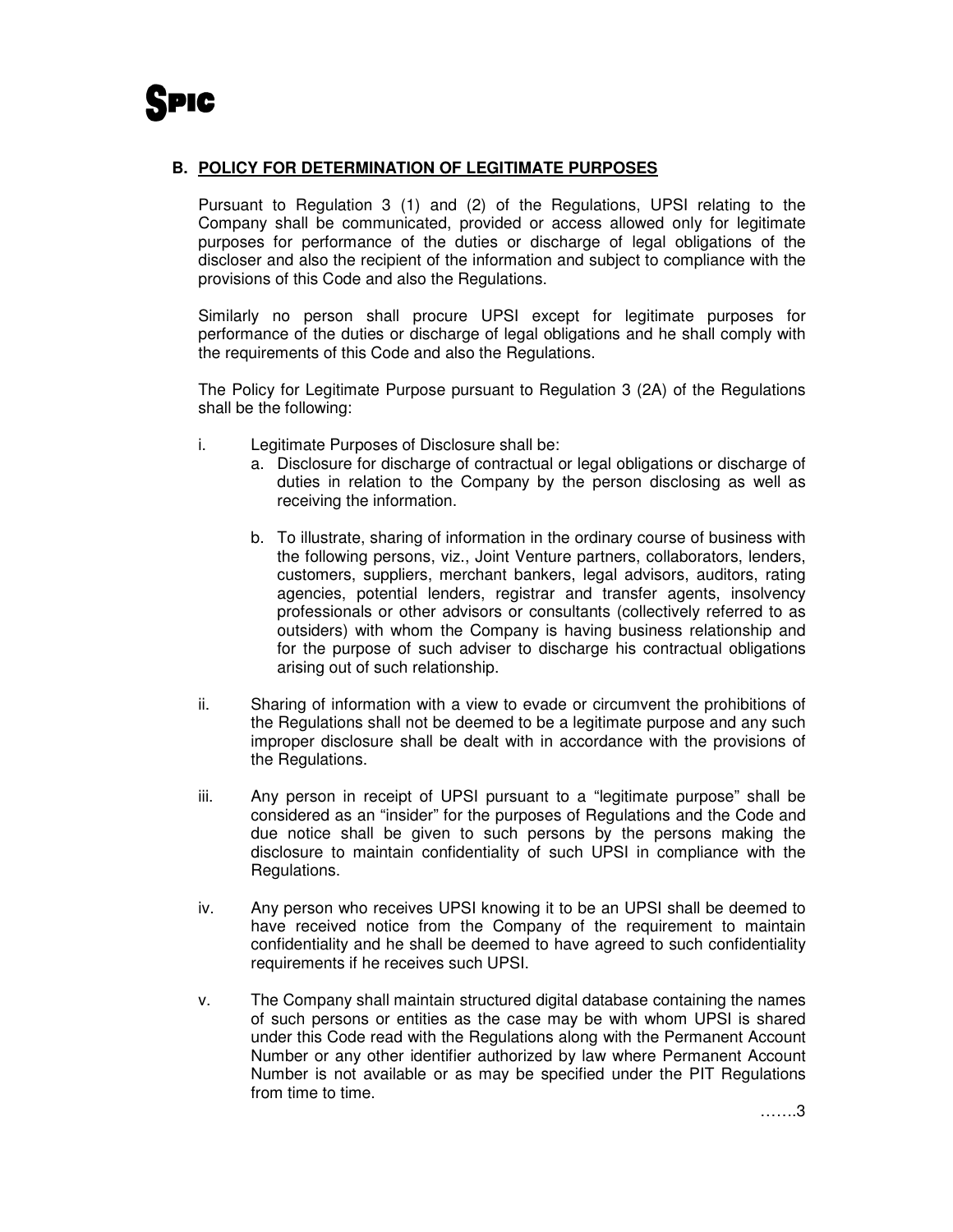## B. POLICY FOR DETERMINATION OF LEGITIMATE PURPOSES

Pursuant to Regulation 3 (1) and (2) of the Regulations, UPSI relating to the Company shall be communicated, provided or access allowed only for legitimate purposes for performance of the duties or discharge of legal obligations of the discloser and also the recipient of the information and subject to compliance with the provisions of this Code and also the Regulations.

Similarly no person shall procure UPSI except for legitimate purposes for performance of the duties or discharge of legal obligations and he shall comply with the requirements of this Code and also the Regulations.

The Policy for Legitimate Purpose pursuant to Regulation 3 (2A) of the Regulations shall be the following:

i. Legitimate Purposes of Disclosure shall be:
   a. Disclosure for discharge of contractual or legal obligations or discharge of duties in relation to the Company by the person disclosing as well as receiving the information.

   b. To illustrate, sharing of information in the ordinary course of business with the following persons, viz., Joint Venture partners, collaborators, lenders, customers, suppliers, merchant bankers, legal advisors, auditors, rating agencies, potential lenders, registrar and transfer agents, insolvency professionals or other advisors or consultants (collectively referred to as outsiders) with whom the Company is having business relationship and for the purpose of such adviser to discharge his contractual obligations arising out of such relationship.

ii. Sharing of information with a view to evade or circumvent the prohibitions of the Regulations shall not be deemed to be a legitimate purpose and any such improper disclosure shall be dealt with in accordance with the provisions of the Regulations.

iii. Any person in receipt of UPSI pursuant to a "legitimate purpose" shall be considered as an "insider" for the purposes of Regulations and the Code and due notice shall be given to such persons by the persons making the disclosure to maintain confidentiality of such UPSI in compliance with the Regulations.

iv. Any person who receives UPSI knowing it to be an UPSI shall be deemed to have received notice from the Company of the requirement to maintain confidentiality and he shall be deemed to have agreed to such confidentiality requirements if he receives such UPSI.

v. The Company shall maintain structured digital database containing the names of such persons or entities as the case may be with whom UPSI is shared under this Code read with the Regulations along with the Permanent Account Number or any other identifier authorized by law where Permanent Account Number is not available or as may be specified under the PIT Regulations from time to time.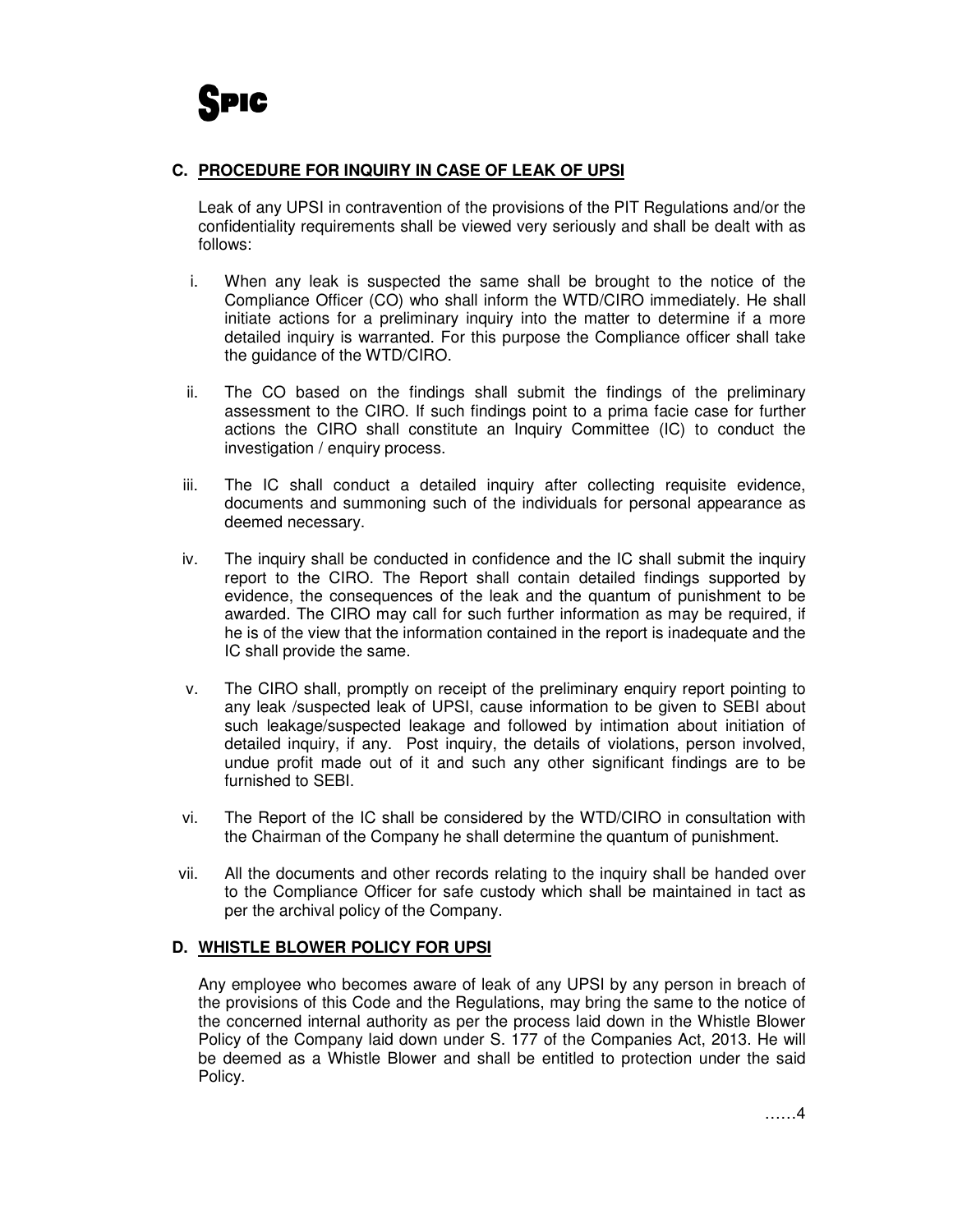## C. PROCEDURE FOR INQUIRY IN CASE OF LEAK OF UPSI

Leak of any UPSI in contravention of the provisions of the PIT Regulations and/or the confidentiality requirements shall be viewed very seriously and shall be dealt with as follows:

i. When any leak is suspected the same shall be brought to the notice of the Compliance Officer (CO) who shall inform the WTD/CIRO immediately. He shall initiate actions for a preliminary inquiry into the matter to determine if a more detailed inquiry is warranted. For this purpose the Compliance officer shall take the guidance of the WTD/CIRO.

ii. The CO based on the findings shall submit the findings of the preliminary assessment to the CIRO. If such findings point to a prima facie case for further actions the CIRO shall constitute an Inquiry Committee (IC) to conduct the investigation / enquiry process.

iii. The IC shall conduct a detailed inquiry after collecting requisite evidence, documents and summoning such of the individuals for personal appearance as deemed necessary.

iv. The inquiry shall be conducted in confidence and the IC shall submit the inquiry report to the CIRO. The Report shall contain detailed findings supported by evidence, the consequences of the leak and the quantum of punishment to be awarded. The CIRO may call for such further information as may be required, if he is of the view that the information contained in the report is inadequate and the IC shall provide the same.

v. The CIRO shall, promptly on receipt of the preliminary enquiry report pointing to any leak /suspected leak of UPSI, cause information to be given to SEBI about such leakage/suspected leakage and followed by intimation about initiation of detailed inquiry, if any. Post inquiry, the details of violations, person involved, undue profit made out of it and such any other significant findings are to be furnished to SEBI.

vi. The Report of the IC shall be considered by the WTD/CIRO in consultation with the Chairman of the Company he shall determine the quantum of punishment.

vii. All the documents and other records relating to the inquiry shall be handed over to the Compliance Officer for safe custody which shall be maintained in tact as per the archival policy of the Company.

## D. WHISTLE BLOWER POLICY FOR UPSI

Any employee who becomes aware of leak of any UPSI by any person in breach of the provisions of this Code and the Regulations, may bring the same to the notice of the concerned internal authority as per the process laid down in the Whistle Blower Policy of the Company laid down under S. 177 of the Companies Act, 2013. He will be deemed as a Whistle Blower and shall be entitled to protection under the said Policy.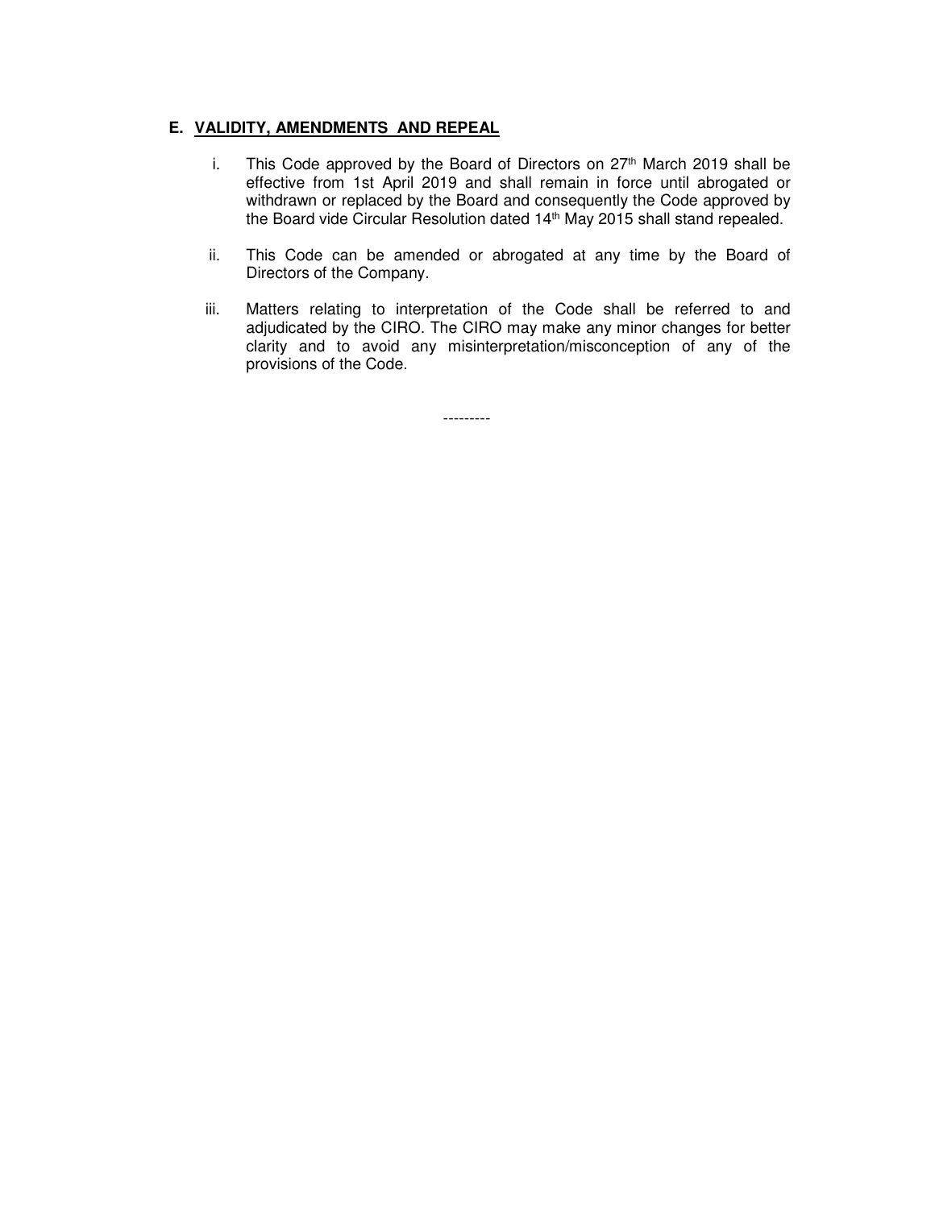## E. VALIDITY, AMENDMENTS AND REPEAL

i. This Code approved by the Board of Directors on 27th March 2019 shall be effective from 1st April 2019 and shall remain in force until abrogated or withdrawn or replaced by the Board and consequently the Code approved by the Board vide Circular Resolution dated 14th May 2015 shall stand repealed.

ii. This Code can be amended or abrogated at any time by the Board of Directors of the Company.

iii. Matters relating to interpretation of the Code shall be referred to and adjudicated by the CIRO. The CIRO may make any minor changes for better clarity and to avoid any misinterpretation/misconception of any of the provisions of the Code.

---------